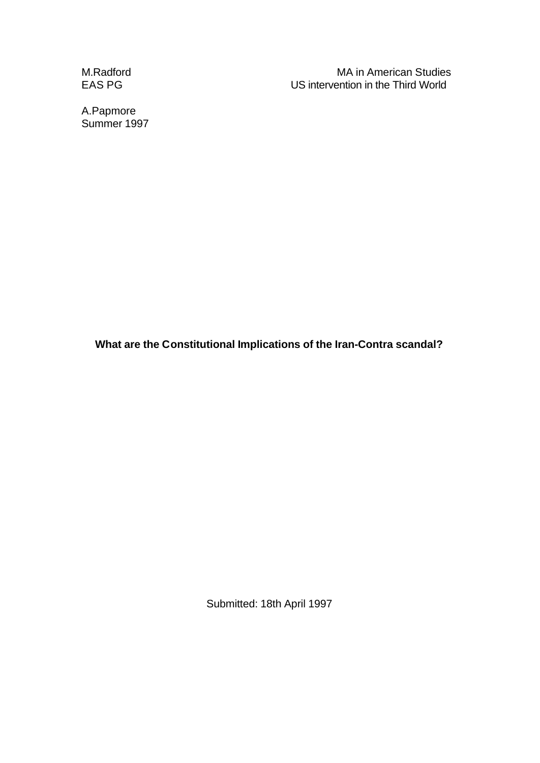M.Radford
EAS PG

MA in American Studies
US intervention in the Third World

A.Papmore
Summer 1997

**What are the Constitutional Implications of the Iran-Contra scandal?**

Submitted: 18th April 1997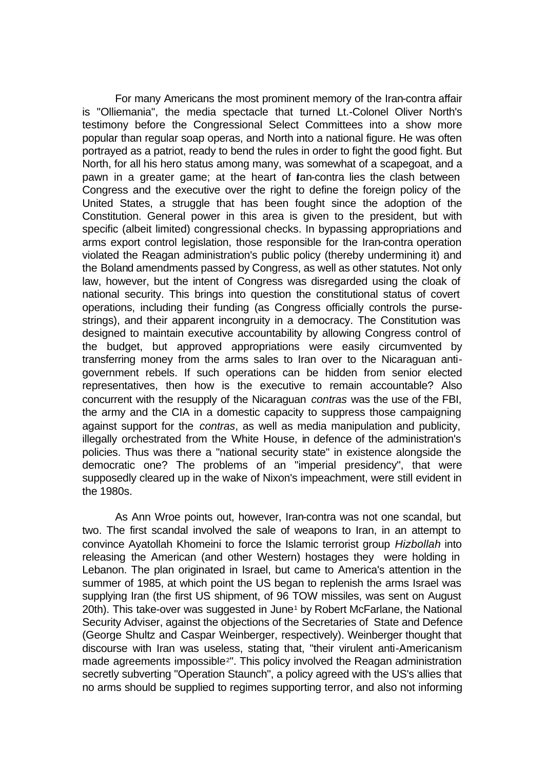For many Americans the most prominent memory of the Iran-contra affair is "Olliemania", the media spectacle that turned Lt.-Colonel Oliver North's testimony before the Congressional Select Committees into a show more popular than regular soap operas, and North into a national figure. He was often portrayed as a patriot, ready to bend the rules in order to fight the good fight. But North, for all his hero status among many, was somewhat of a scapegoat, and a pawn in a greater game; at the heart of Iran-contra lies the clash between Congress and the executive over the right to define the foreign policy of the United States, a struggle that has been fought since the adoption of the Constitution. General power in this area is given to the president, but with specific (albeit limited) congressional checks. In bypassing appropriations and arms export control legislation, those responsible for the Iran-contra operation violated the Reagan administration's public policy (thereby undermining it) and the Boland amendments passed by Congress, as well as other statutes. Not only law, however, but the intent of Congress was disregarded using the cloak of national security. This brings into question the constitutional status of covert operations, including their funding (as Congress officially controls the purse-strings), and their apparent incongruity in a democracy. The Constitution was designed to maintain executive accountability by allowing Congress control of the budget, but approved appropriations were easily circumvented by transferring money from the arms sales to Iran over to the Nicaraguan anti-government rebels. If such operations can be hidden from senior elected representatives, then how is the executive to remain accountable? Also concurrent with the resupply of the Nicaraguan *contras* was the use of the FBI, the army and the CIA in a domestic capacity to suppress those campaigning against support for the *contras*, as well as media manipulation and publicity, illegally orchestrated from the White House, in defence of the administration's policies. Thus was there a "national security state" in existence alongside the democratic one? The problems of an "imperial presidency", that were supposedly cleared up in the wake of Nixon's impeachment, were still evident in the 1980s.

As Ann Wroe points out, however, Iran-contra was not one scandal, but two. The first scandal involved the sale of weapons to Iran, in an attempt to convince Ayatollah Khomeini to force the Islamic terrorist group *Hizbollah* into releasing the American (and other Western) hostages they were holding in Lebanon. The plan originated in Israel, but came to America's attention in the summer of 1985, at which point the US began to replenish the arms Israel was supplying Iran (the first US shipment, of 96 TOW missiles, was sent on August 20th). This take-over was suggested in June[1] by Robert McFarlane, the National Security Adviser, against the objections of the Secretaries of State and Defence (George Shultz and Caspar Weinberger, respectively). Weinberger thought that discourse with Iran was useless, stating that, "their virulent anti-Americanism made agreements impossible[2]". This policy involved the Reagan administration secretly subverting "Operation Staunch", a policy agreed with the US's allies that no arms should be supplied to regimes supporting terror, and also not informing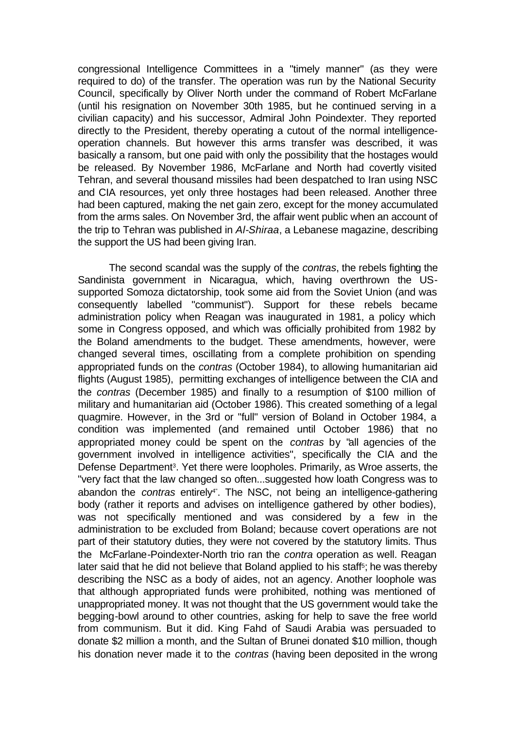congressional Intelligence Committees in a "timely manner" (as they were required to do) of the transfer. The operation was run by the National Security Council, specifically by Oliver North under the command of Robert McFarlane (until his resignation on November 30th 1985, but he continued serving in a civilian capacity) and his successor, Admiral John Poindexter. They reported directly to the President, thereby operating a cutout of the normal intelligence-operation channels. But however this arms transfer was described, it was basically a ransom, but one paid with only the possibility that the hostages would be released. By November 1986, McFarlane and North had covertly visited Tehran, and several thousand missiles had been despatched to Iran using NSC and CIA resources, yet only three hostages had been released. Another three had been captured, making the net gain zero, except for the money accumulated from the arms sales. On November 3rd, the affair went public when an account of the trip to Tehran was published in *Al-Shiraa*, a Lebanese magazine, describing the support the US had been giving Iran.

The second scandal was the supply of the *contras*, the rebels fighting the Sandinista government in Nicaragua, which, having overthrown the US-supported Somoza dictatorship, took some aid from the Soviet Union (and was consequently labelled "communist"). Support for these rebels became administration policy when Reagan was inaugurated in 1981, a policy which some in Congress opposed, and which was officially prohibited from 1982 by the Boland amendments to the budget. These amendments, however, were changed several times, oscillating from a complete prohibition on spending appropriated funds on the *contras* (October 1984), to allowing humanitarian aid flights (August 1985), permitting exchanges of intelligence between the CIA and the *contras* (December 1985) and finally to a resumption of $100 million of military and humanitarian aid (October 1986). This created something of a legal quagmire. However, in the 3rd or "full" version of Boland in October 1984, a condition was implemented (and remained until October 1986) that no appropriated money could be spent on the *contras* by "all agencies of the government involved in intelligence activities", specifically the CIA and the Defense Department[3]. Yet there were loopholes. Primarily, as Wroe asserts, the "very fact that the law changed so often...suggested how loath Congress was to abandon the *contras* entirely[4]". The NSC, not being an intelligence-gathering body (rather it reports and advises on intelligence gathered by other bodies), was not specifically mentioned and was considered by a few in the administration to be excluded from Boland; because covert operations are not part of their statutory duties, they were not covered by the statutory limits. Thus the McFarlane-Poindexter-North trio ran the *contra* operation as well. Reagan later said that he did not believe that Boland applied to his staff[5]; he was thereby describing the NSC as a body of aides, not an agency. Another loophole was that although appropriated funds were prohibited, nothing was mentioned of unappropriated money. It was not thought that the US government would take the begging-bowl around to other countries, asking for help to save the free world from communism. But it did. King Fahd of Saudi Arabia was persuaded to donate $2 million a month, and the Sultan of Brunei donated $10 million, though his donation never made it to the *contras* (having been deposited in the wrong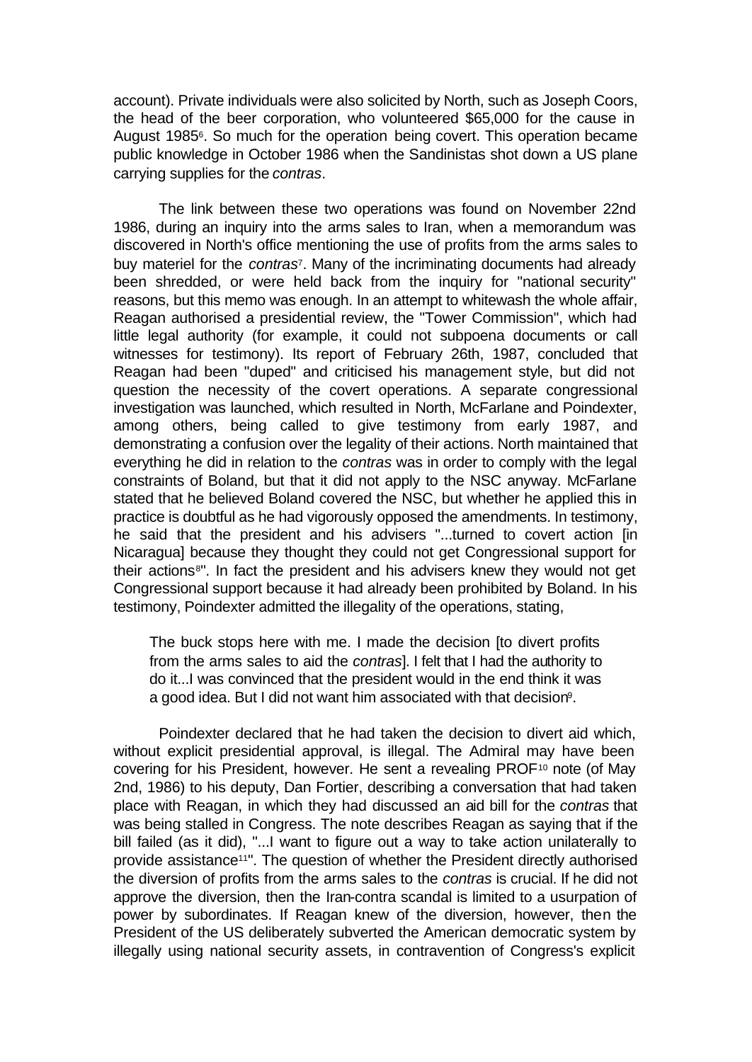account). Private individuals were also solicited by North, such as Joseph Coors, the head of the beer corporation, who volunteered $65,000 for the cause in August 1985[6]. So much for the operation being covert. This operation became public knowledge in October 1986 when the Sandinistas shot down a US plane carrying supplies for the *contras*.

The link between these two operations was found on November 22nd 1986, during an inquiry into the arms sales to Iran, when a memorandum was discovered in North's office mentioning the use of profits from the arms sales to buy materiel for the *contras*[7]. Many of the incriminating documents had already been shredded, or were held back from the inquiry for "national security" reasons, but this memo was enough. In an attempt to whitewash the whole affair, Reagan authorised a presidential review, the "Tower Commission", which had little legal authority (for example, it could not subpoena documents or call witnesses for testimony). Its report of February 26th, 1987, concluded that Reagan had been "duped" and criticised his management style, but did not question the necessity of the covert operations. A separate congressional investigation was launched, which resulted in North, McFarlane and Poindexter, among others, being called to give testimony from early 1987, and demonstrating a confusion over the legality of their actions. North maintained that everything he did in relation to the *contras* was in order to comply with the legal constraints of Boland, but that it did not apply to the NSC anyway. McFarlane stated that he believed Boland covered the NSC, but whether he applied this in practice is doubtful as he had vigorously opposed the amendments. In testimony, he said that the president and his advisers "...turned to covert action [in Nicaragua] because they thought they could not get Congressional support for their actions[8]". In fact the president and his advisers knew they would not get Congressional support because it had already been prohibited by Boland. In his testimony, Poindexter admitted the illegality of the operations, stating,

> The buck stops here with me. I made the decision [to divert profits from the arms sales to aid the *contras*]. I felt that I had the authority to do it...I was convinced that the president would in the end think it was a good idea. But I did not want him associated with that decision[9].

Poindexter declared that he had taken the decision to divert aid which, without explicit presidential approval, is illegal. The Admiral may have been covering for his President, however. He sent a revealing PROF[10] note (of May 2nd, 1986) to his deputy, Dan Fortier, describing a conversation that had taken place with Reagan, in which they had discussed an aid bill for the *contras* that was being stalled in Congress. The note describes Reagan as saying that if the bill failed (as it did), "...I want to figure out a way to take action unilaterally to provide assistance[11]". The question of whether the President directly authorised the diversion of profits from the arms sales to the *contras* is crucial. If he did not approve the diversion, then the Iran-contra scandal is limited to a usurpation of power by subordinates. If Reagan knew of the diversion, however, then the President of the US deliberately subverted the American democratic system by illegally using national security assets, in contravention of Congress's explicit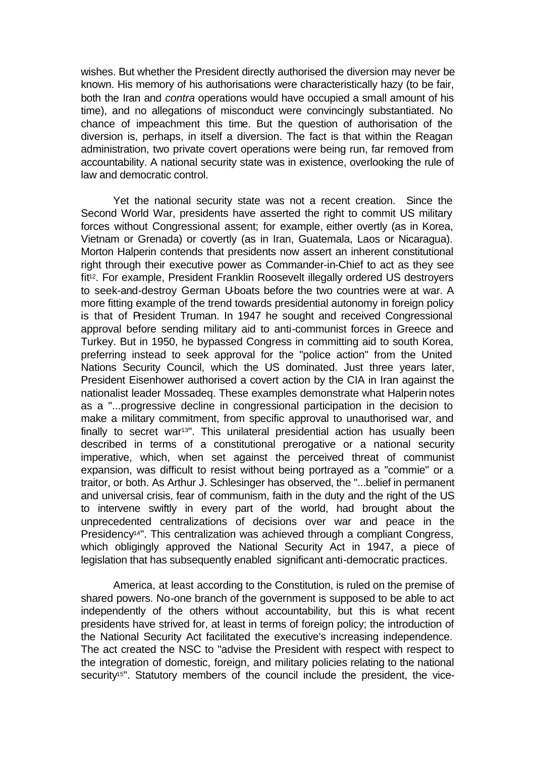wishes. But whether the President directly authorised the diversion may never be known. His memory of his authorisations were characteristically hazy (to be fair, both the Iran and *contra* operations would have occupied a small amount of his time), and no allegations of misconduct were convincingly substantiated. No chance of impeachment this time. But the question of authorisation of the diversion is, perhaps, in itself a diversion. The fact is that within the Reagan administration, two private covert operations were being run, far removed from accountability. A national security state was in existence, overlooking the rule of law and democratic control.

Yet the national security state was not a recent creation. Since the Second World War, presidents have asserted the right to commit US military forces without Congressional assent; for example, either overtly (as in Korea, Vietnam or Grenada) or covertly (as in Iran, Guatemala, Laos or Nicaragua). Morton Halperin contends that presidents now assert an inherent constitutional right through their executive power as Commander-in-Chief to act as they see fit[12]. For example, President Franklin Roosevelt illegally ordered US destroyers to seek-and-destroy German U-boats before the two countries were at war. A more fitting example of the trend towards presidential autonomy in foreign policy is that of President Truman. In 1947 he sought and received Congressional approval before sending military aid to anti-communist forces in Greece and Turkey. But in 1950, he bypassed Congress in committing aid to south Korea, preferring instead to seek approval for the "police action" from the United Nations Security Council, which the US dominated. Just three years later, President Eisenhower authorised a covert action by the CIA in Iran against the nationalist leader Mossadeq. These examples demonstrate what Halperin notes as a "...progressive decline in congressional participation in the decision to make a military commitment, from specific approval to unauthorised war, and finally to secret war[13]". This unilateral presidential action has usually been described in terms of a constitutional prerogative or a national security imperative, which, when set against the perceived threat of communist expansion, was difficult to resist without being portrayed as a "commie" or a traitor, or both. As Arthur J. Schlesinger has observed, the "...belief in permanent and universal crisis, fear of communism, faith in the duty and the right of the US to intervene swiftly in every part of the world, had brought about the unprecedented centralizations of decisions over war and peace in the Presidency[14]". This centralization was achieved through a compliant Congress, which obligingly approved the National Security Act in 1947, a piece of legislation that has subsequently enabled significant anti-democratic practices.

America, at least according to the Constitution, is ruled on the premise of shared powers. No-one branch of the government is supposed to be able to act independently of the others without accountability, but this is what recent presidents have strived for, at least in terms of foreign policy; the introduction of the National Security Act facilitated the executive's increasing independence. The act created the NSC to "advise the President with respect with respect to the integration of domestic, foreign, and military policies relating to the national security[15]". Statutory members of the council include the president, the vice-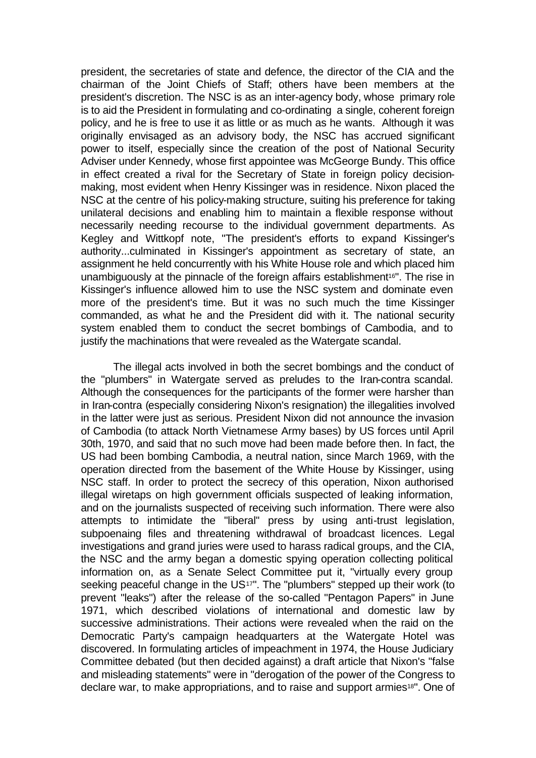president, the secretaries of state and defence, the director of the CIA and the chairman of the Joint Chiefs of Staff; others have been members at the president's discretion. The NSC is as an inter-agency body, whose primary role is to aid the President in formulating and co-ordinating a single, coherent foreign policy, and he is free to use it as little or as much as he wants. Although it was originally envisaged as an advisory body, the NSC has accrued significant power to itself, especially since the creation of the post of National Security Adviser under Kennedy, whose first appointee was McGeorge Bundy. This office in effect created a rival for the Secretary of State in foreign policy decision-making, most evident when Henry Kissinger was in residence. Nixon placed the NSC at the centre of his policy-making structure, suiting his preference for taking unilateral decisions and enabling him to maintain a flexible response without necessarily needing recourse to the individual government departments. As Kegley and Wittkopf note, "The president's efforts to expand Kissinger's authority...culminated in Kissinger's appointment as secretary of state, an assignment he held concurrently with his White House role and which placed him unambiguously at the pinnacle of the foreign affairs establishment[16]". The rise in Kissinger's influence allowed him to use the NSC system and dominate even more of the president's time. But it was no such much the time Kissinger commanded, as what he and the President did with it. The national security system enabled them to conduct the secret bombings of Cambodia, and to justify the machinations that were revealed as the Watergate scandal.

The illegal acts involved in both the secret bombings and the conduct of the "plumbers" in Watergate served as preludes to the Iran-contra scandal. Although the consequences for the participants of the former were harsher than in Iran-contra (especially considering Nixon's resignation) the illegalities involved in the latter were just as serious. President Nixon did not announce the invasion of Cambodia (to attack North Vietnamese Army bases) by US forces until April 30th, 1970, and said that no such move had been made before then. In fact, the US had been bombing Cambodia, a neutral nation, since March 1969, with the operation directed from the basement of the White House by Kissinger, using NSC staff. In order to protect the secrecy of this operation, Nixon authorised illegal wiretaps on high government officials suspected of leaking information, and on the journalists suspected of receiving such information. There were also attempts to intimidate the "liberal" press by using anti-trust legislation, subpoenaing files and threatening withdrawal of broadcast licences. Legal investigations and grand juries were used to harass radical groups, and the CIA, the NSC and the army began a domestic spying operation collecting political information on, as a Senate Select Committee put it, "virtually every group seeking peaceful change in the US[17]". The "plumbers" stepped up their work (to prevent "leaks") after the release of the so-called "Pentagon Papers" in June 1971, which described violations of international and domestic law by successive administrations. Their actions were revealed when the raid on the Democratic Party's campaign headquarters at the Watergate Hotel was discovered. In formulating articles of impeachment in 1974, the House Judiciary Committee debated (but then decided against) a draft article that Nixon's "false and misleading statements" were in "derogation of the power of the Congress to declare war, to make appropriations, and to raise and support armies[18]". One of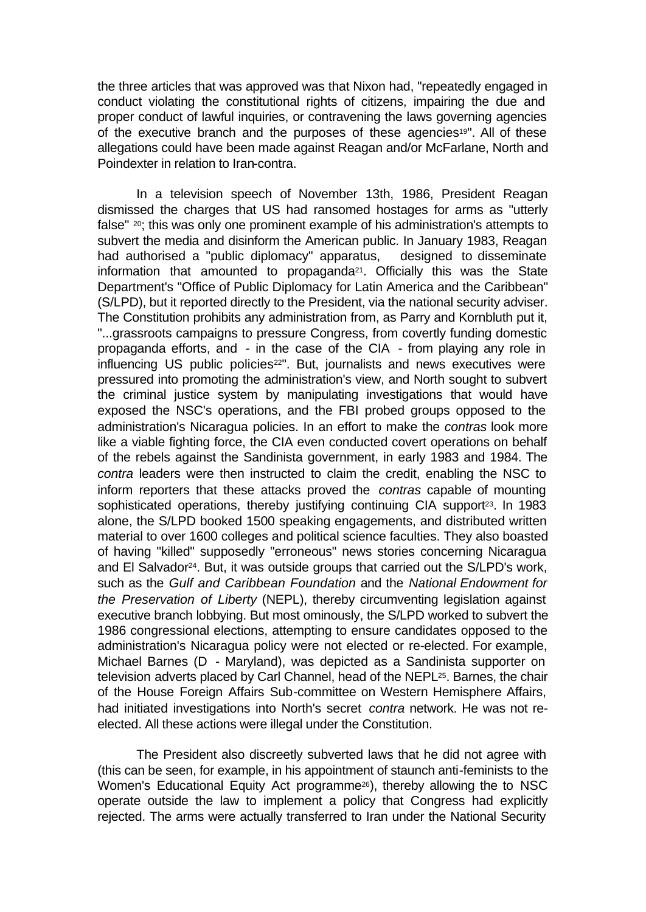the three articles that was approved was that Nixon had, "repeatedly engaged in conduct violating the constitutional rights of citizens, impairing the due and proper conduct of lawful inquiries, or contravening the laws governing agencies of the executive branch and the purposes of these agencies[19]". All of these allegations could have been made against Reagan and/or McFarlane, North and Poindexter in relation to Iran-contra.

In a television speech of November 13th, 1986, President Reagan dismissed the charges that US had ransomed hostages for arms as "utterly false" [20]; this was only one prominent example of his administration's attempts to subvert the media and disinform the American public. In January 1983, Reagan had authorised a "public diplomacy" apparatus, designed to disseminate information that amounted to propaganda[21]. Officially this was the State Department's "Office of Public Diplomacy for Latin America and the Caribbean" (S/LPD), but it reported directly to the President, via the national security adviser. The Constitution prohibits any administration from, as Parry and Kornbluth put it, "...grassroots campaigns to pressure Congress, from covertly funding domestic propaganda efforts, and - in the case of the CIA - from playing any role in influencing US public policies[22]". But, journalists and news executives were pressured into promoting the administration's view, and North sought to subvert the criminal justice system by manipulating investigations that would have exposed the NSC's operations, and the FBI probed groups opposed to the administration's Nicaragua policies. In an effort to make the *contras* look more like a viable fighting force, the CIA even conducted covert operations on behalf of the rebels against the Sandinista government, in early 1983 and 1984. The *contra* leaders were then instructed to claim the credit, enabling the NSC to inform reporters that these attacks proved the *contras* capable of mounting sophisticated operations, thereby justifying continuing CIA support[23]. In 1983 alone, the S/LPD booked 1500 speaking engagements, and distributed written material to over 1600 colleges and political science faculties. They also boasted of having "killed" supposedly "erroneous" news stories concerning Nicaragua and El Salvador[24]. But, it was outside groups that carried out the S/LPD's work, such as the *Gulf and Caribbean Foundation* and the *National Endowment for the Preservation of Liberty* (NEPL), thereby circumventing legislation against executive branch lobbying. But most ominously, the S/LPD worked to subvert the 1986 congressional elections, attempting to ensure candidates opposed to the administration's Nicaragua policy were not elected or re-elected. For example, Michael Barnes (D - Maryland), was depicted as a Sandinista supporter on television adverts placed by Carl Channel, head of the NEPL[25]. Barnes, the chair of the House Foreign Affairs Sub-committee on Western Hemisphere Affairs, had initiated investigations into North's secret *contra* network. He was not re-elected. All these actions were illegal under the Constitution.

The President also discreetly subverted laws that he did not agree with (this can be seen, for example, in his appointment of staunch anti-feminists to the Women's Educational Equity Act programme[26]), thereby allowing the to NSC operate outside the law to implement a policy that Congress had explicitly rejected. The arms were actually transferred to Iran under the National Security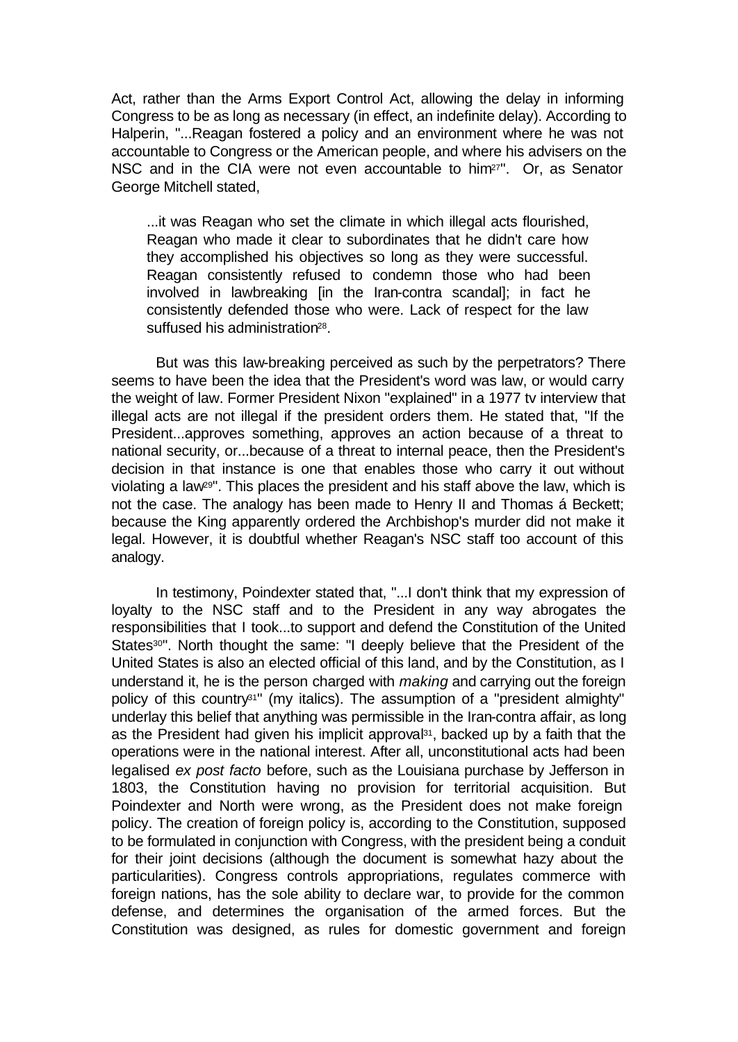Act, rather than the Arms Export Control Act, allowing the delay in informing Congress to be as long as necessary (in effect, an indefinite delay). According to Halperin, "...Reagan fostered a policy and an environment where he was not accountable to Congress or the American people, and where his advisers on the NSC and in the CIA were not even accountable to him[27]". Or, as Senator George Mitchell stated,

> ...it was Reagan who set the climate in which illegal acts flourished, Reagan who made it clear to subordinates that he didn't care how they accomplished his objectives so long as they were successful. Reagan consistently refused to condemn those who had been involved in lawbreaking [in the Iran-contra scandal]; in fact he consistently defended those who were. Lack of respect for the law suffused his administration[28].

But was this law-breaking perceived as such by the perpetrators? There seems to have been the idea that the President's word was law, or would carry the weight of law. Former President Nixon "explained" in a 1977 tv interview that illegal acts are not illegal if the president orders them. He stated that, "If the President...approves something, approves an action because of a threat to national security, or...because of a threat to internal peace, then the President's decision in that instance is one that enables those who carry it out without violating a law[29]". This places the president and his staff above the law, which is not the case. The analogy has been made to Henry II and Thomas á Beckett; because the King apparently ordered the Archbishop's murder did not make it legal. However, it is doubtful whether Reagan's NSC staff too account of this analogy.

In testimony, Poindexter stated that, "...I don't think that my expression of loyalty to the NSC staff and to the President in any way abrogates the responsibilities that I took...to support and defend the Constitution of the United States[30]". North thought the same: "I deeply believe that the President of the United States is also an elected official of this land, and by the Constitution, as I understand it, he is the person charged with *making* and carrying out the foreign policy of this country[31]" (my italics). The assumption of a "president almighty" underlay this belief that anything was permissible in the Iran-contra affair, as long as the President had given his implicit approval[31], backed up by a faith that the operations were in the national interest. After all, unconstitutional acts had been legalised *ex post facto* before, such as the Louisiana purchase by Jefferson in 1803, the Constitution having no provision for territorial acquisition. But Poindexter and North were wrong, as the President does not make foreign policy. The creation of foreign policy is, according to the Constitution, supposed to be formulated in conjunction with Congress, with the president being a conduit for their joint decisions (although the document is somewhat hazy about the particularities). Congress controls appropriations, regulates commerce with foreign nations, has the sole ability to declare war, to provide for the common defense, and determines the organisation of the armed forces. But the Constitution was designed, as rules for domestic government and foreign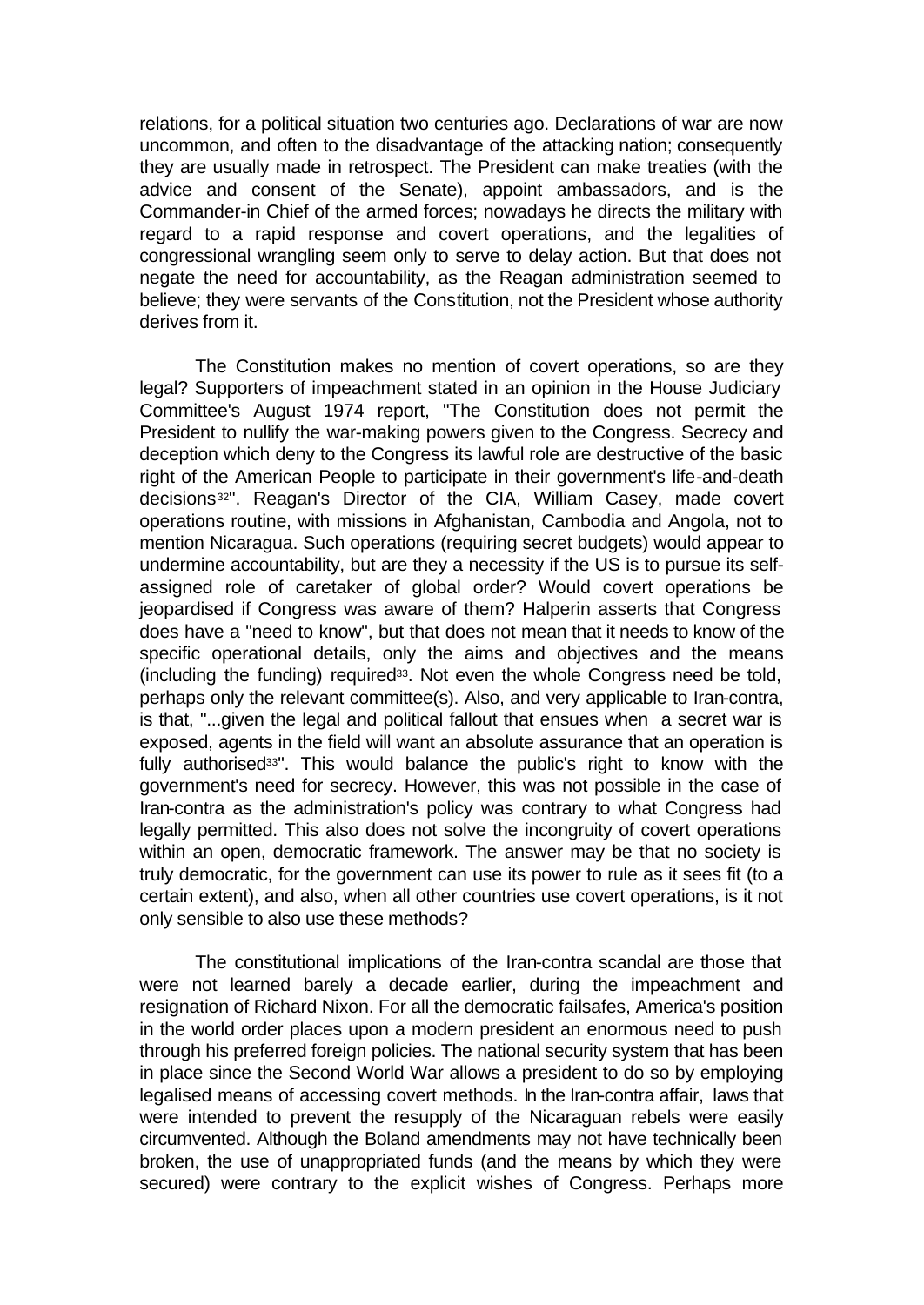relations, for a political situation two centuries ago. Declarations of war are now uncommon, and often to the disadvantage of the attacking nation; consequently they are usually made in retrospect. The President can make treaties (with the advice and consent of the Senate), appoint ambassadors, and is the Commander-in Chief of the armed forces; nowadays he directs the military with regard to a rapid response and covert operations, and the legalities of congressional wrangling seem only to serve to delay action. But that does not negate the need for accountability, as the Reagan administration seemed to believe; they were servants of the Constitution, not the President whose authority derives from it.

The Constitution makes no mention of covert operations, so are they legal? Supporters of impeachment stated in an opinion in the House Judiciary Committee's August 1974 report, "The Constitution does not permit the President to nullify the war-making powers given to the Congress. Secrecy and deception which deny to the Congress its lawful role are destructive of the basic right of the American People to participate in their government's life-and-death decisions[32]". Reagan's Director of the CIA, William Casey, made covert operations routine, with missions in Afghanistan, Cambodia and Angola, not to mention Nicaragua. Such operations (requiring secret budgets) would appear to undermine accountability, but are they a necessity if the US is to pursue its self-assigned role of caretaker of global order? Would covert operations be jeopardised if Congress was aware of them? Halperin asserts that Congress does have a "need to know", but that does not mean that it needs to know of the specific operational details, only the aims and objectives and the means (including the funding) required[33]. Not even the whole Congress need be told, perhaps only the relevant committee(s). Also, and very applicable to Iran-contra, is that, "...given the legal and political fallout that ensues when a secret war is exposed, agents in the field will want an absolute assurance that an operation is fully authorised[33]". This would balance the public's right to know with the government's need for secrecy. However, this was not possible in the case of Iran-contra as the administration's policy was contrary to what Congress had legally permitted. This also does not solve the incongruity of covert operations within an open, democratic framework. The answer may be that no society is truly democratic, for the government can use its power to rule as it sees fit (to a certain extent), and also, when all other countries use covert operations, is it not only sensible to also use these methods?

The constitutional implications of the Iran-contra scandal are those that were not learned barely a decade earlier, during the impeachment and resignation of Richard Nixon. For all the democratic failsafes, America's position in the world order places upon a modern president an enormous need to push through his preferred foreign policies. The national security system that has been in place since the Second World War allows a president to do so by employing legalised means of accessing covert methods. In the Iran-contra affair, laws that were intended to prevent the resupply of the Nicaraguan rebels were easily circumvented. Although the Boland amendments may not have technically been broken, the use of unappropriated funds (and the means by which they were secured) were contrary to the explicit wishes of Congress. Perhaps more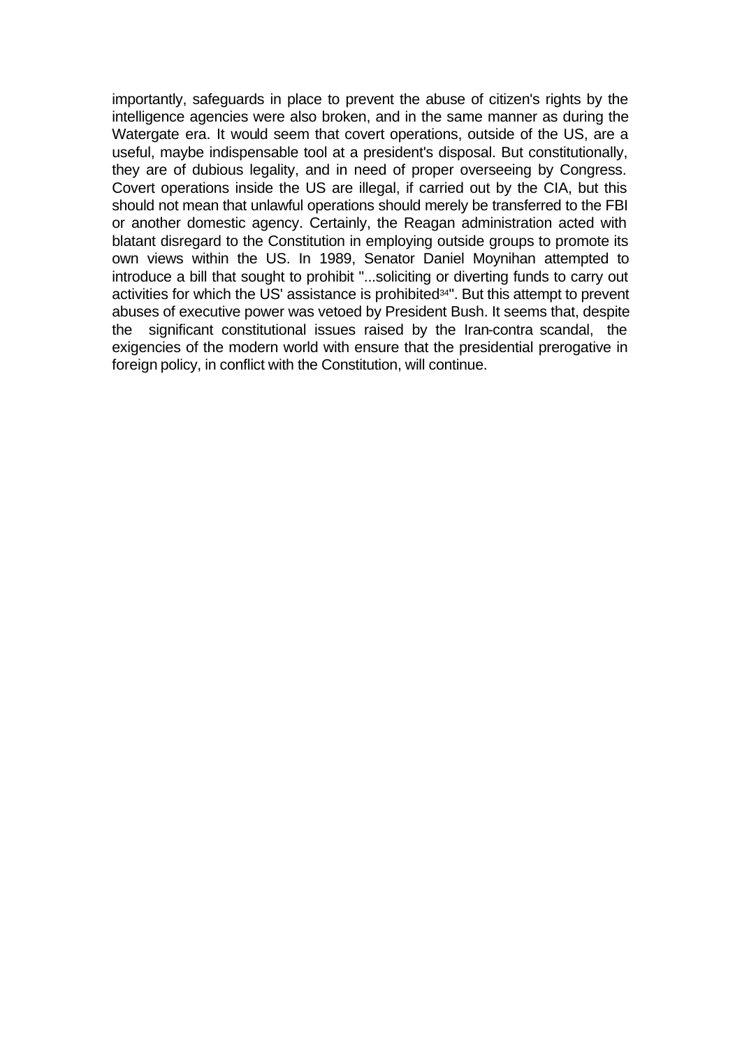importantly, safeguards in place to prevent the abuse of citizen's rights by the intelligence agencies were also broken, and in the same manner as during the Watergate era. It would seem that covert operations, outside of the US, are a useful, maybe indispensable tool at a president's disposal. But constitutionally, they are of dubious legality, and in need of proper overseeing by Congress. Covert operations inside the US are illegal, if carried out by the CIA, but this should not mean that unlawful operations should merely be transferred to the FBI or another domestic agency. Certainly, the Reagan administration acted with blatant disregard to the Constitution in employing outside groups to promote its own views within the US. In 1989, Senator Daniel Moynihan attempted to introduce a bill that sought to prohibit "...soliciting or diverting funds to carry out activities for which the US' assistance is prohibited[34]". But this attempt to prevent abuses of executive power was vetoed by President Bush. It seems that, despite the significant constitutional issues raised by the Iran-contra scandal, the exigencies of the modern world with ensure that the presidential prerogative in foreign policy, in conflict with the Constitution, will continue.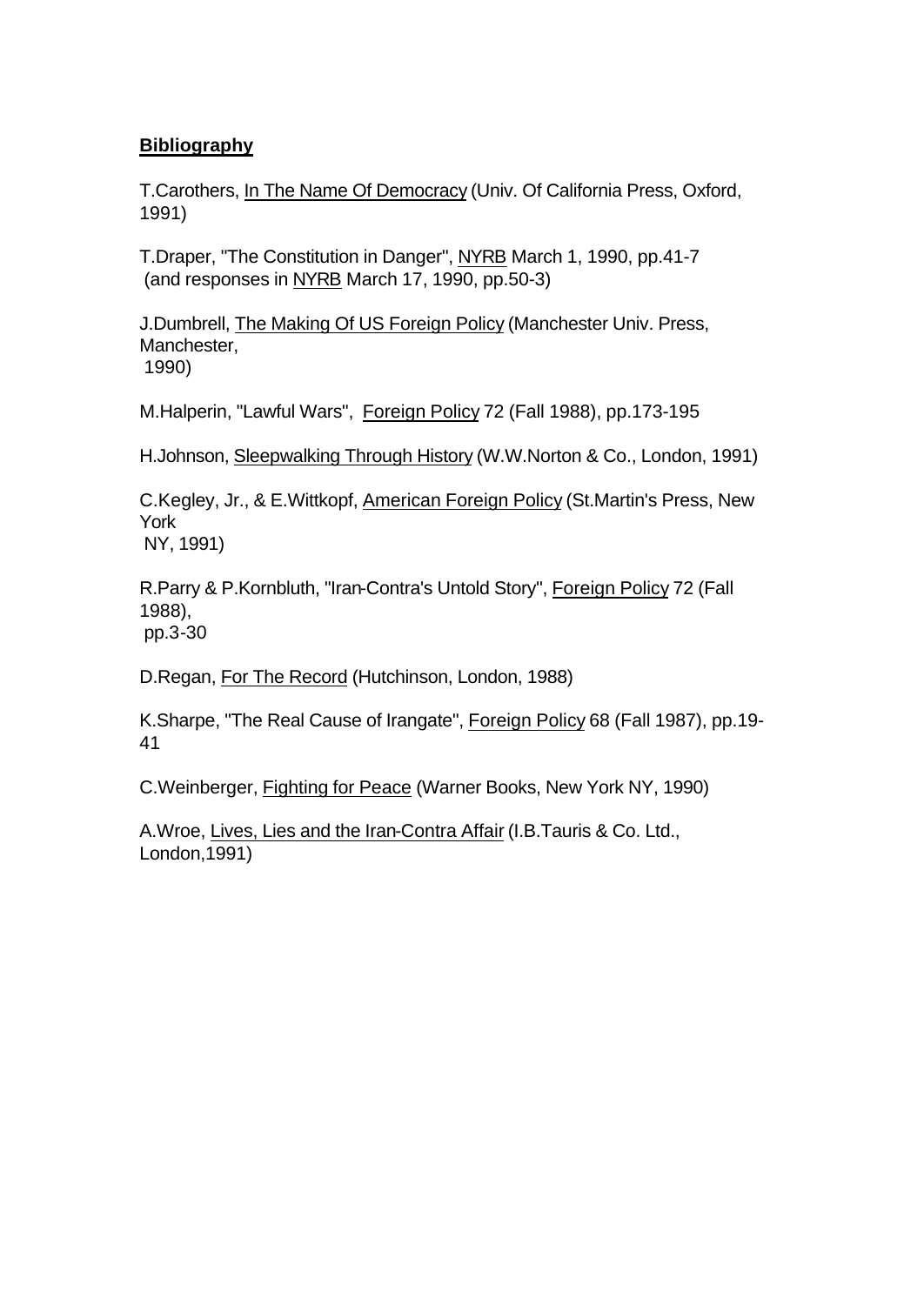## **Bibliography**

T.Carothers, In The Name Of Democracy (Univ. Of California Press, Oxford, 1991)

T.Draper, "The Constitution in Danger", NYRB March 1, 1990, pp.41-7 (and responses in NYRB March 17, 1990, pp.50-3)

J.Dumbrell, The Making Of US Foreign Policy (Manchester Univ. Press, Manchester, 1990)

M.Halperin, "Lawful Wars", Foreign Policy 72 (Fall 1988), pp.173-195

H.Johnson, Sleepwalking Through History (W.W.Norton & Co., London, 1991)

C.Kegley, Jr., & E.Wittkopf, American Foreign Policy (St.Martin's Press, New York NY, 1991)

R.Parry & P.Kornbluth, "Iran-Contra's Untold Story", Foreign Policy 72 (Fall 1988), pp.3-30

D.Regan, For The Record (Hutchinson, London, 1988)

K.Sharpe, "The Real Cause of Irangate", Foreign Policy 68 (Fall 1987), pp.19-41

C.Weinberger, Fighting for Peace (Warner Books, New York NY, 1990)

A.Wroe, Lives, Lies and the Iran-Contra Affair (I.B.Tauris & Co. Ltd., London,1991)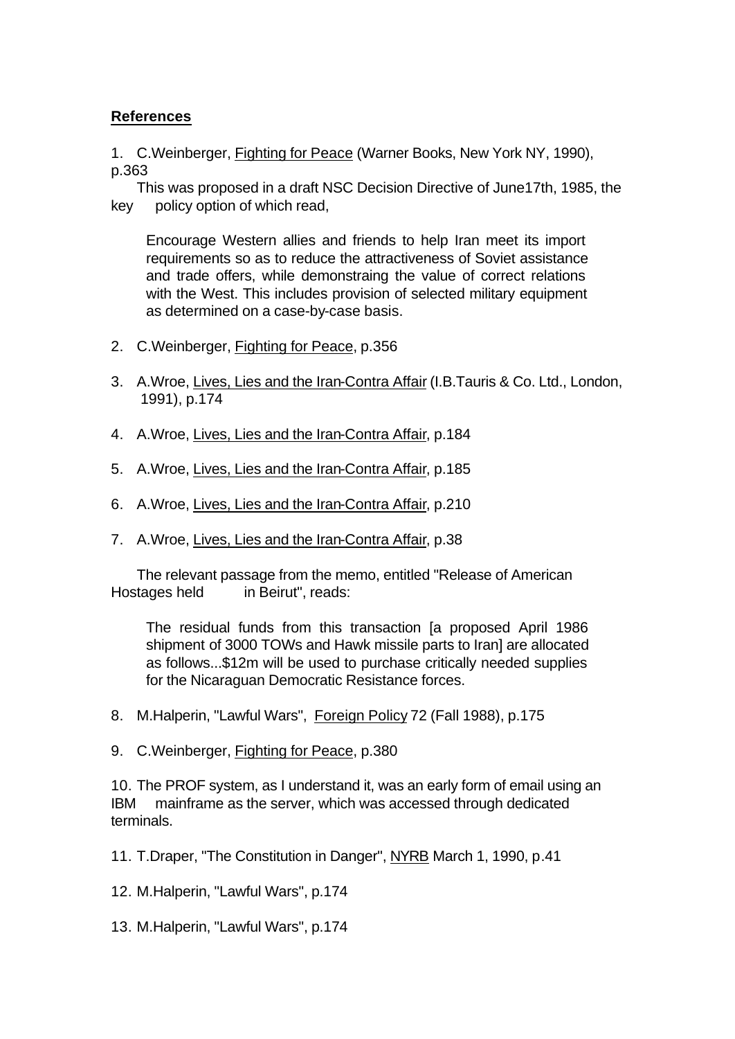**References**

1. C.Weinberger, Fighting for Peace (Warner Books, New York NY, 1990), p.363

   This was proposed in a draft NSC Decision Directive of June17th, 1985, the key policy option of which read,

   > Encourage Western allies and friends to help Iran meet its import requirements so as to reduce the attractiveness of Soviet assistance and trade offers, while demonstraing the value of correct relations with the West. This includes provision of selected military equipment as determined on a case-by-case basis.

2. C.Weinberger, Fighting for Peace, p.356

3. A.Wroe, Lives, Lies and the Iran-Contra Affair (I.B.Tauris & Co. Ltd., London, 1991), p.174

4. A.Wroe, Lives, Lies and the Iran-Contra Affair, p.184

5. A.Wroe, Lives, Lies and the Iran-Contra Affair, p.185

6. A.Wroe, Lives, Lies and the Iran-Contra Affair, p.210

7. A.Wroe, Lives, Lies and the Iran-Contra Affair, p.38

   The relevant passage from the memo, entitled "Release of American Hostages held in Beirut", reads:

   > The residual funds from this transaction [a proposed April 1986 shipment of 3000 TOWs and Hawk missile parts to Iran] are allocated as follows...$12m will be used to purchase critically needed supplies for the Nicaraguan Democratic Resistance forces.

8. M.Halperin, "Lawful Wars", Foreign Policy 72 (Fall 1988), p.175

9. C.Weinberger, Fighting for Peace, p.380

10. The PROF system, as I understand it, was an early form of email using an IBM mainframe as the server, which was accessed through dedicated terminals.

11. T.Draper, "The Constitution in Danger", NYRB March 1, 1990, p.41

12. M.Halperin, "Lawful Wars", p.174

13. M.Halperin, "Lawful Wars", p.174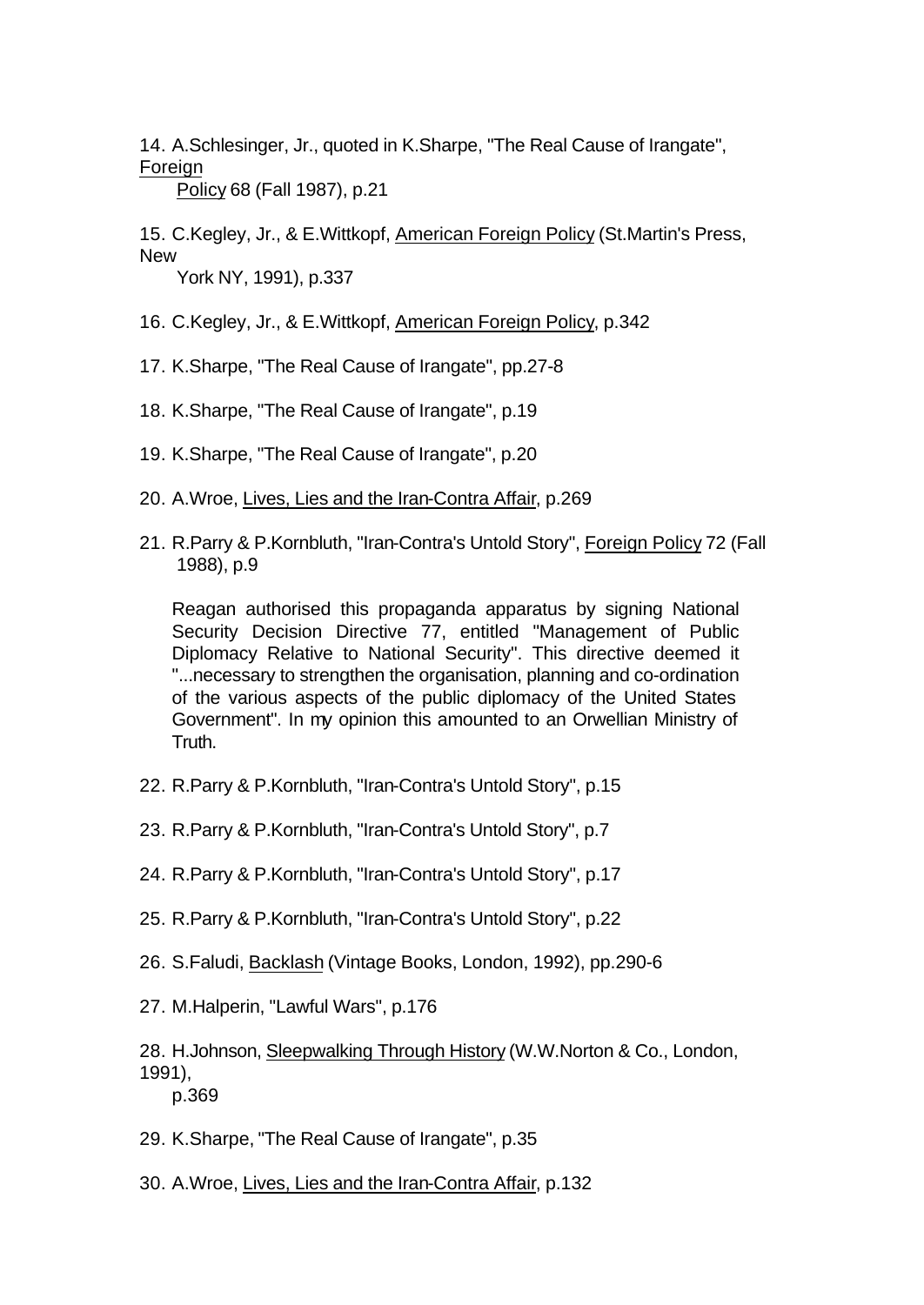14. A.Schlesinger, Jr., quoted in K.Sharpe, "The Real Cause of Irangate", Foreign Policy 68 (Fall 1987), p.21

15. C.Kegley, Jr., & E.Wittkopf, American Foreign Policy (St.Martin's Press, New York NY, 1991), p.337

16. C.Kegley, Jr., & E.Wittkopf, American Foreign Policy, p.342

17. K.Sharpe, "The Real Cause of Irangate", pp.27-8

18. K.Sharpe, "The Real Cause of Irangate", p.19

19. K.Sharpe, "The Real Cause of Irangate", p.20

20. A.Wroe, Lives, Lies and the Iran-Contra Affair, p.269

21. R.Parry & P.Kornbluth, "Iran-Contra's Untold Story", Foreign Policy 72 (Fall 1988), p.9

    Reagan authorised this propaganda apparatus by signing National Security Decision Directive 77, entitled "Management of Public Diplomacy Relative to National Security". This directive deemed it "...necessary to strengthen the organisation, planning and co-ordination of the various aspects of the public diplomacy of the United States Government". In my opinion this amounted to an Orwellian Ministry of Truth.

22. R.Parry & P.Kornbluth, "Iran-Contra's Untold Story", p.15

23. R.Parry & P.Kornbluth, "Iran-Contra's Untold Story", p.7

24. R.Parry & P.Kornbluth, "Iran-Contra's Untold Story", p.17

25. R.Parry & P.Kornbluth, "Iran-Contra's Untold Story", p.22

26. S.Faludi, Backlash (Vintage Books, London, 1992), pp.290-6

27. M.Halperin, "Lawful Wars", p.176

28. H.Johnson, Sleepwalking Through History (W.W.Norton & Co., London, 1991), p.369

29. K.Sharpe, "The Real Cause of Irangate", p.35

30. A.Wroe, Lives, Lies and the Iran-Contra Affair, p.132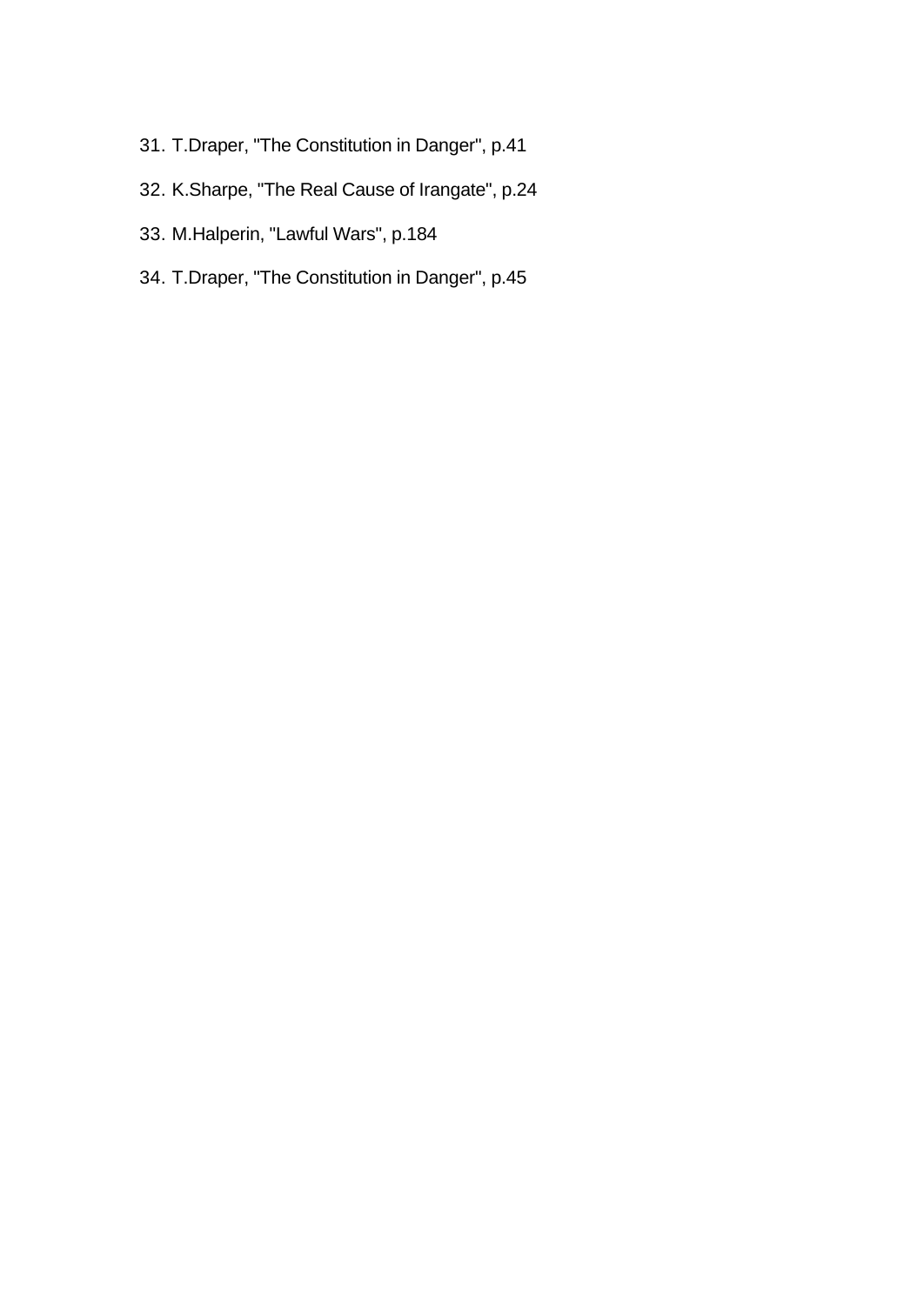31. T.Draper, "The Constitution in Danger", p.41
32. K.Sharpe, "The Real Cause of Irangate", p.24
33. M.Halperin, "Lawful Wars", p.184
34. T.Draper, "The Constitution in Danger", p.45